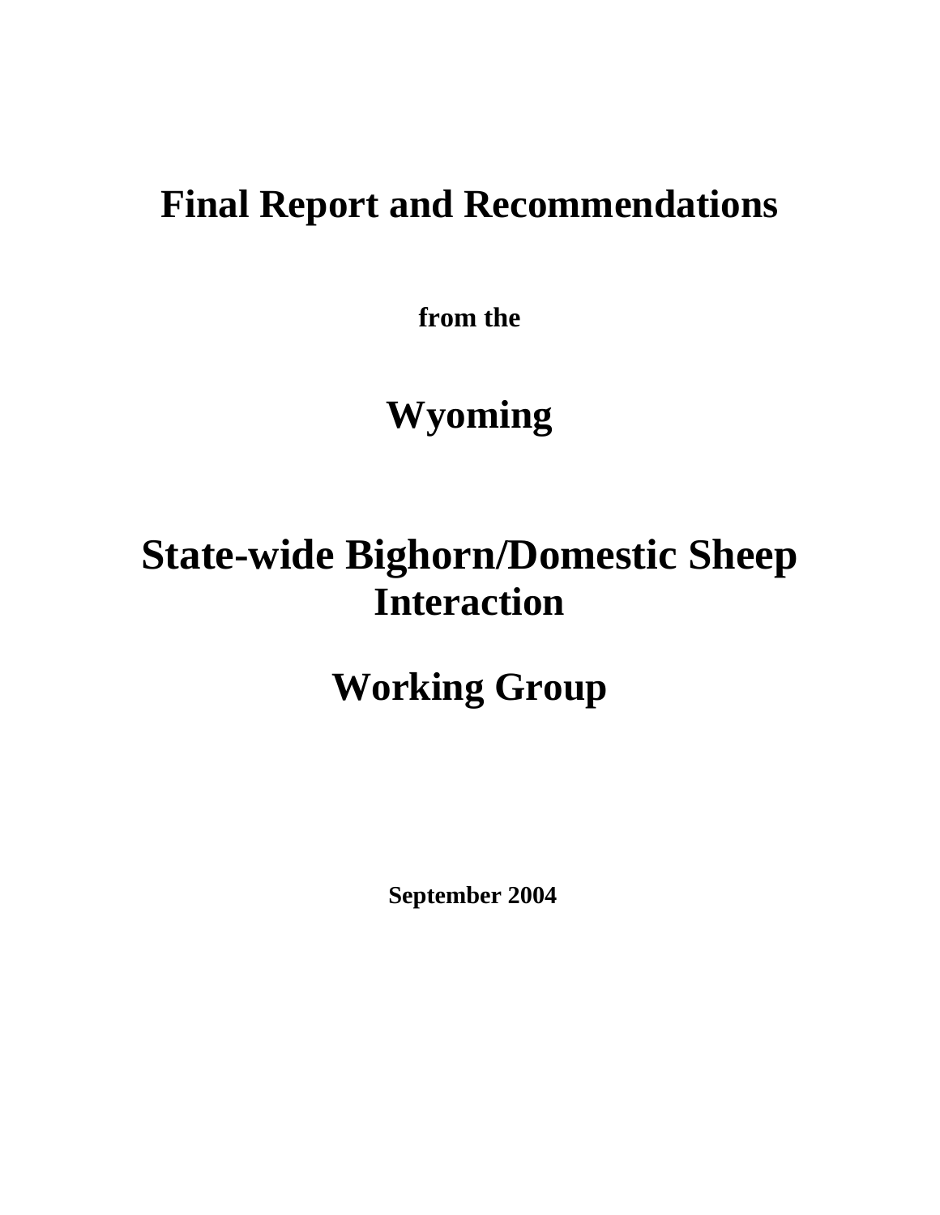# Final Report and Recommendations

**from the**

# Wyoming

# State-wide Bighorn/Domestic Sheep Interaction

# Working Group

**September 2004**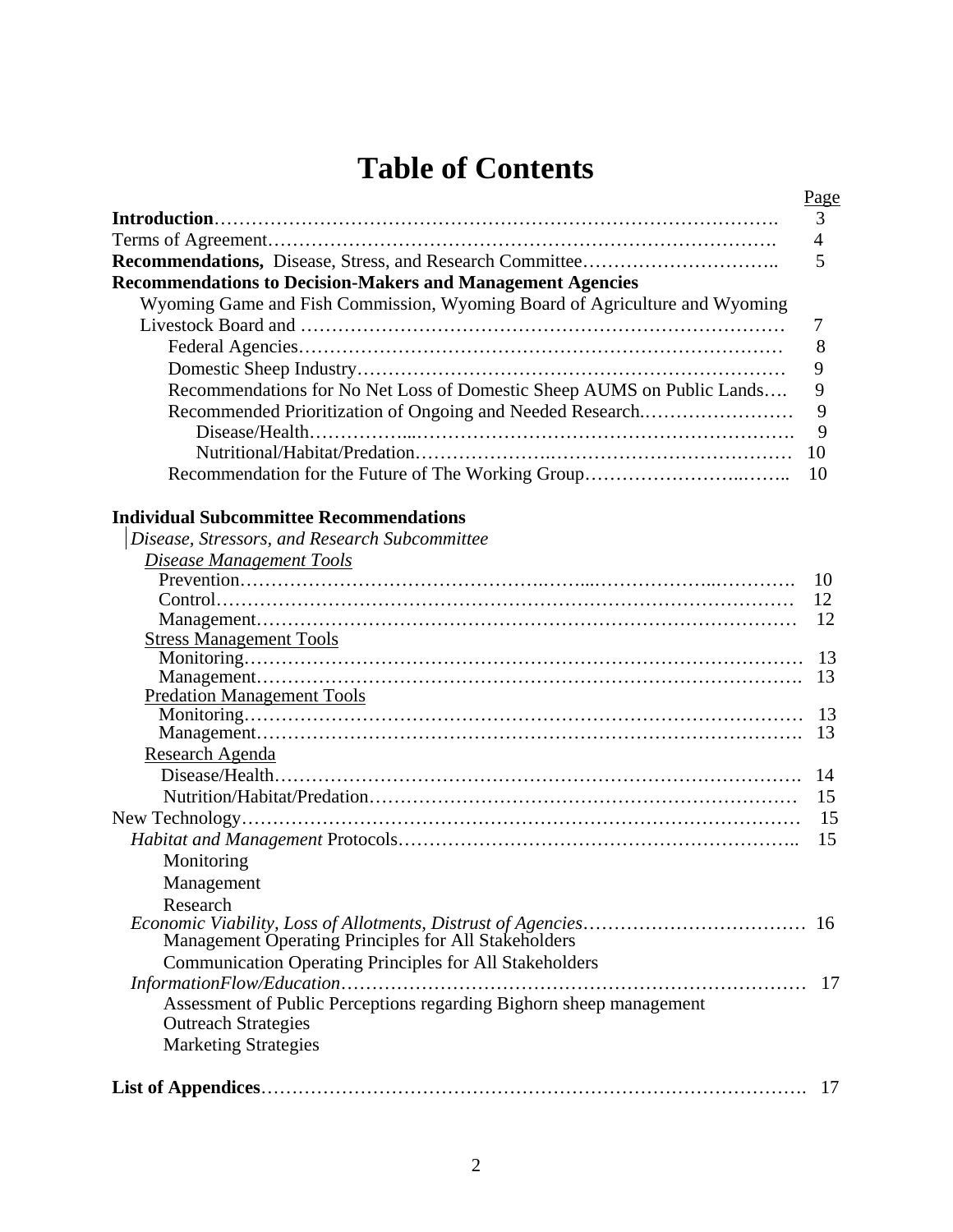# Table of Contents

| | Page |
|---|---|
| **Introduction** | 3 |
| Terms of Agreement | 4 |
| **Recommendations,** Disease, Stress, and Research Committee | 5 |
| **Recommendations to Decision-Makers and Management Agencies** | |
| Wyoming Game and Fish Commission, Wyoming Board of Agriculture and Wyoming Livestock Board and | 7 |
| Federal Agencies | 8 |
| Domestic Sheep Industry | 9 |
| Recommendations for No Net Loss of Domestic Sheep AUMS on Public Lands | 9 |
| Recommended Prioritization of Ongoing and Needed Research | 9 |
| Disease/Health | 9 |
| Nutritional/Habitat/Predation | 10 |
| Recommendation for the Future of The Working Group | 10 |
| **Individual Subcommittee Recommendations** | |
| *Disease, Stressors, and Research Subcommittee* | |
| ***Disease Management Tools*** | |
| Prevention | 10 |
| Control | 12 |
| Management | 12 |
| Stress Management Tools | |
| Monitoring | 13 |
| Management | 13 |
| Predation Management Tools | |
| Monitoring | 13 |
| Management | 13 |
| Research Agenda | |
| Disease/Health | 14 |
| Nutrition/Habitat/Predation | 15 |
| New Technology | 15 |
| *Habitat and Management* Protocols | 15 |
| Monitoring | |
| Management | |
| Research | |
| *Economic Viability, Loss of Allotments, Distrust of Agencies* | 16 |
| Management Operating Principles for All Stakeholders | |
| Communication Operating Principles for All Stakeholders | |
| *InformationFlow/Education* | 17 |
| Assessment of Public Perceptions regarding Bighorn sheep management | |
| Outreach Strategies | |
| Marketing Strategies | |
| **List of Appendices** | 17 |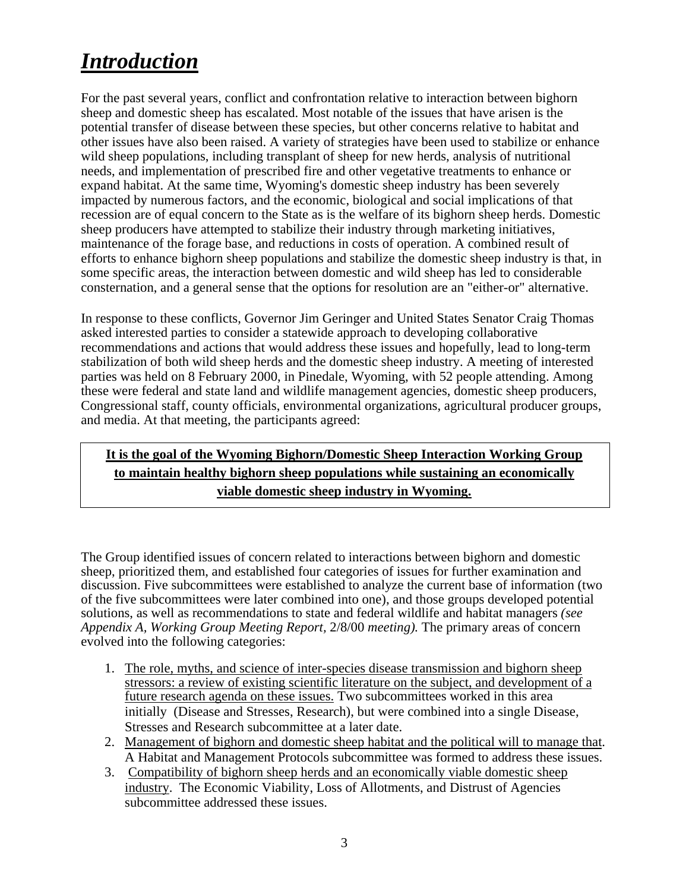# ***Introduction***

For the past several years, conflict and confrontation relative to interaction between bighorn sheep and domestic sheep has escalated. Most notable of the issues that have arisen is the potential transfer of disease between these species, but other concerns relative to habitat and other issues have also been raised. A variety of strategies have been used to stabilize or enhance wild sheep populations, including transplant of sheep for new herds, analysis of nutritional needs, and implementation of prescribed fire and other vegetative treatments to enhance or expand habitat. At the same time, Wyoming's domestic sheep industry has been severely impacted by numerous factors, and the economic, biological and social implications of that recession are of equal concern to the State as is the welfare of its bighorn sheep herds. Domestic sheep producers have attempted to stabilize their industry through marketing initiatives, maintenance of the forage base, and reductions in costs of operation. A combined result of efforts to enhance bighorn sheep populations and stabilize the domestic sheep industry is that, in some specific areas, the interaction between domestic and wild sheep has led to considerable consternation, and a general sense that the options for resolution are an "either-or" alternative.

In response to these conflicts, Governor Jim Geringer and United States Senator Craig Thomas asked interested parties to consider a statewide approach to developing collaborative recommendations and actions that would address these issues and hopefully, lead to long-term stabilization of both wild sheep herds and the domestic sheep industry. A meeting of interested parties was held on 8 February 2000, in Pinedale, Wyoming, with 52 people attending. Among these were federal and state land and wildlife management agencies, domestic sheep producers, Congressional staff, county officials, environmental organizations, agricultural producer groups, and media. At that meeting, the participants agreed:

**It is the goal of the Wyoming Bighorn/Domestic Sheep Interaction Working Group to maintain healthy bighorn sheep populations while sustaining an economically viable domestic sheep industry in Wyoming.**

The Group identified issues of concern related to interactions between bighorn and domestic sheep, prioritized them, and established four categories of issues for further examination and discussion. Five subcommittees were established to analyze the current base of information (two of the five subcommittees were later combined into one), and those groups developed potential solutions, as well as recommendations to state and federal wildlife and habitat managers *(see Appendix A, Working Group Meeting Report,* 2/8/00 *meeting).* The primary areas of concern evolved into the following categories:

1. The role, myths, and science of inter-species disease transmission and bighorn sheep stressors: a review of existing scientific literature on the subject, and development of a future research agenda on these issues. Two subcommittees worked in this area initially (Disease and Stresses, Research), but were combined into a single Disease, Stresses and Research subcommittee at a later date.
2. Management of bighorn and domestic sheep habitat and the political will to manage that. A Habitat and Management Protocols subcommittee was formed to address these issues.
3. Compatibility of bighorn sheep herds and an economically viable domestic sheep industry. The Economic Viability, Loss of Allotments, and Distrust of Agencies subcommittee addressed these issues.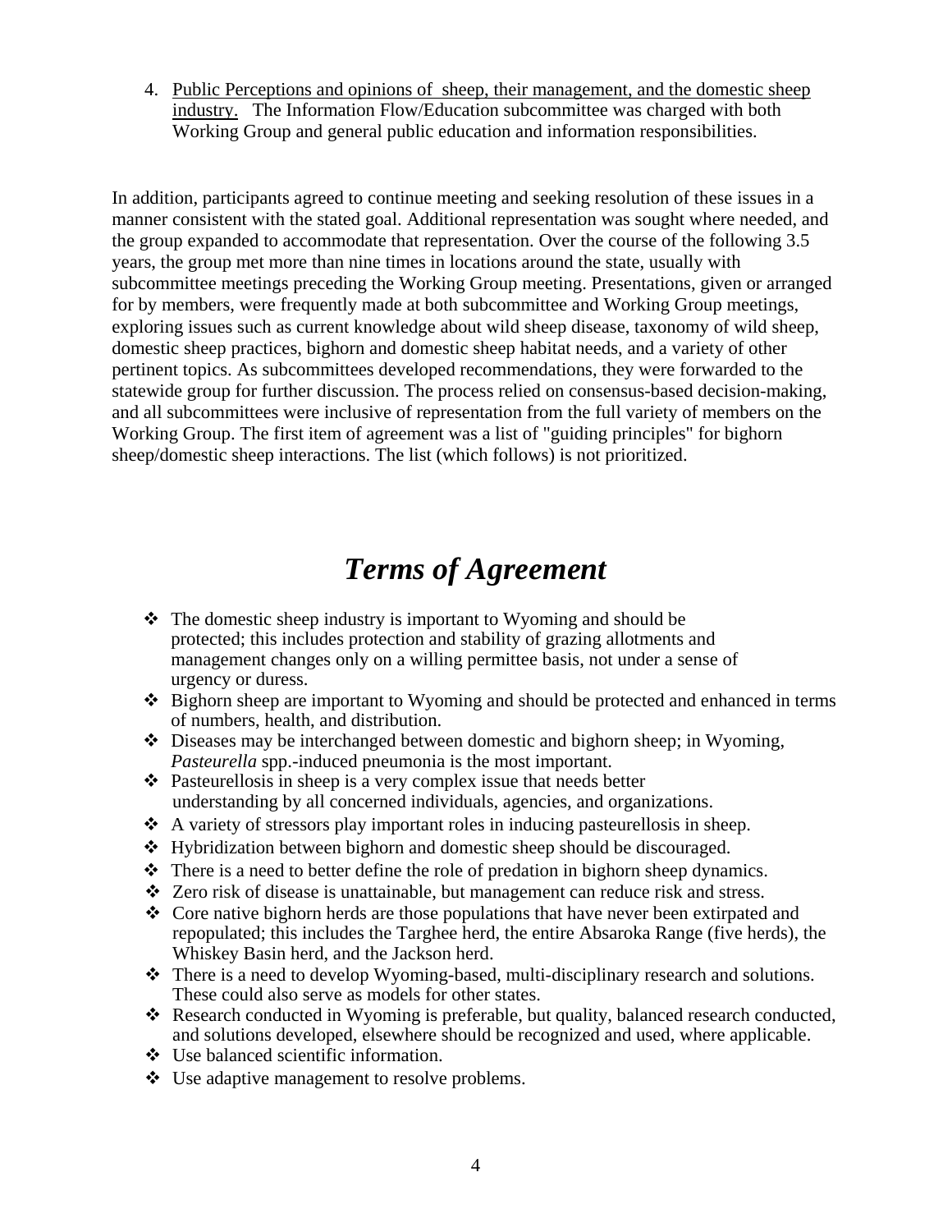4. Public Perceptions and opinions of sheep, their management, and the domestic sheep industry. The Information Flow/Education subcommittee was charged with both Working Group and general public education and information responsibilities.

In addition, participants agreed to continue meeting and seeking resolution of these issues in a manner consistent with the stated goal. Additional representation was sought where needed, and the group expanded to accommodate that representation. Over the course of the following 3.5 years, the group met more than nine times in locations around the state, usually with subcommittee meetings preceding the Working Group meeting. Presentations, given or arranged for by members, were frequently made at both subcommittee and Working Group meetings, exploring issues such as current knowledge about wild sheep disease, taxonomy of wild sheep, domestic sheep practices, bighorn and domestic sheep habitat needs, and a variety of other pertinent topics. As subcommittees developed recommendations, they were forwarded to the statewide group for further discussion. The process relied on consensus-based decision-making, and all subcommittees were inclusive of representation from the full variety of members on the Working Group. The first item of agreement was a list of "guiding principles" for bighorn sheep/domestic sheep interactions. The list (which follows) is not prioritized.

# *Terms of Agreement*

- The domestic sheep industry is important to Wyoming and should be protected; this includes protection and stability of grazing allotments and management changes only on a willing permittee basis, not under a sense of urgency or duress.
- Bighorn sheep are important to Wyoming and should be protected and enhanced in terms of numbers, health, and distribution.
- Diseases may be interchanged between domestic and bighorn sheep; in Wyoming, *Pasteurella* spp.-induced pneumonia is the most important.
- Pasteurellosis in sheep is a very complex issue that needs better understanding by all concerned individuals, agencies, and organizations.
- A variety of stressors play important roles in inducing pasteurellosis in sheep.
- Hybridization between bighorn and domestic sheep should be discouraged.
- There is a need to better define the role of predation in bighorn sheep dynamics.
- Zero risk of disease is unattainable, but management can reduce risk and stress.
- Core native bighorn herds are those populations that have never been extirpated and repopulated; this includes the Targhee herd, the entire Absaroka Range (five herds), the Whiskey Basin herd, and the Jackson herd.
- There is a need to develop Wyoming-based, multi-disciplinary research and solutions. These could also serve as models for other states.
- Research conducted in Wyoming is preferable, but quality, balanced research conducted, and solutions developed, elsewhere should be recognized and used, where applicable.
- Use balanced scientific information.
- Use adaptive management to resolve problems.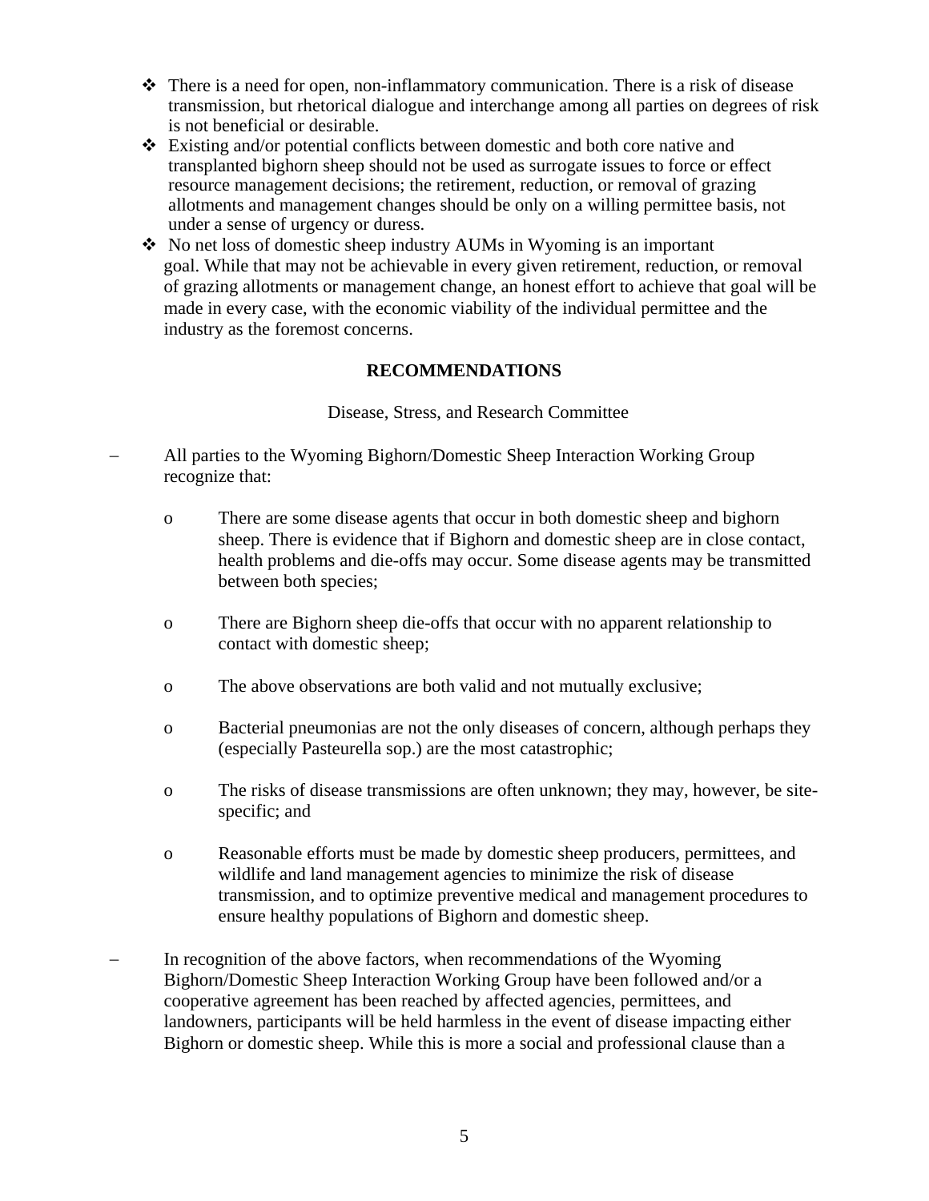- There is a need for open, non-inflammatory communication. There is a risk of disease transmission, but rhetorical dialogue and interchange among all parties on degrees of risk is not beneficial or desirable.
- Existing and/or potential conflicts between domestic and both core native and transplanted bighorn sheep should not be used as surrogate issues to force or effect resource management decisions; the retirement, reduction, or removal of grazing allotments and management changes should be only on a willing permittee basis, not under a sense of urgency or duress.
- No net loss of domestic sheep industry AUMs in Wyoming is an important goal. While that may not be achievable in every given retirement, reduction, or removal of grazing allotments or management change, an honest effort to achieve that goal will be made in every case, with the economic viability of the individual permittee and the industry as the foremost concerns.

## RECOMMENDATIONS

Disease, Stress, and Research Committee

- All parties to the Wyoming Bighorn/Domestic Sheep Interaction Working Group recognize that:

  - There are some disease agents that occur in both domestic sheep and bighorn sheep. There is evidence that if Bighorn and domestic sheep are in close contact, health problems and die-offs may occur. Some disease agents may be transmitted between both species;

  - There are Bighorn sheep die-offs that occur with no apparent relationship to contact with domestic sheep;

  - The above observations are both valid and not mutually exclusive;

  - Bacterial pneumonias are not the only diseases of concern, although perhaps they (especially Pasteurella sop.) are the most catastrophic;

  - The risks of disease transmissions are often unknown; they may, however, be site-specific; and

  - Reasonable efforts must be made by domestic sheep producers, permittees, and wildlife and land management agencies to minimize the risk of disease transmission, and to optimize preventive medical and management procedures to ensure healthy populations of Bighorn and domestic sheep.

- In recognition of the above factors, when recommendations of the Wyoming Bighorn/Domestic Sheep Interaction Working Group have been followed and/or a cooperative agreement has been reached by affected agencies, permittees, and landowners, participants will be held harmless in the event of disease impacting either Bighorn or domestic sheep. While this is more a social and professional clause than a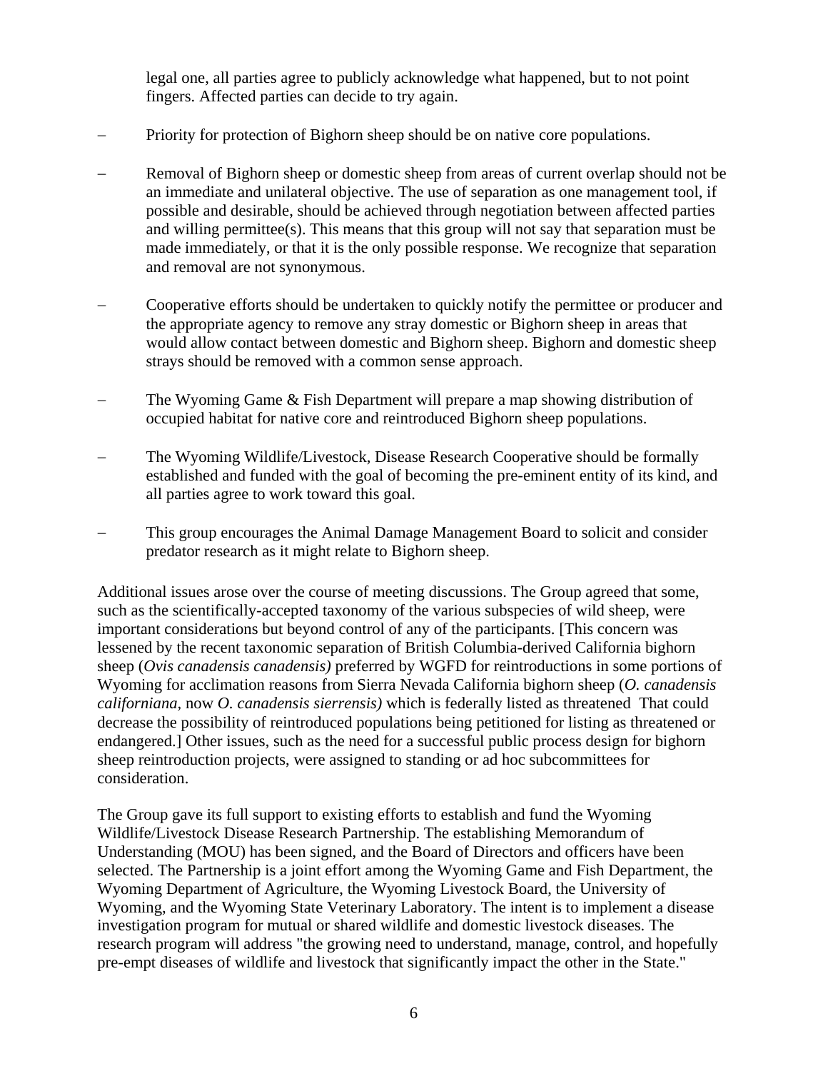legal one, all parties agree to publicly acknowledge what happened, but to not point fingers. Affected parties can decide to try again.

- Priority for protection of Bighorn sheep should be on native core populations.

- Removal of Bighorn sheep or domestic sheep from areas of current overlap should not be an immediate and unilateral objective. The use of separation as one management tool, if possible and desirable, should be achieved through negotiation between affected parties and willing permittee(s). This means that this group will not say that separation must be made immediately, or that it is the only possible response. We recognize that separation and removal are not synonymous.

- Cooperative efforts should be undertaken to quickly notify the permittee or producer and the appropriate agency to remove any stray domestic or Bighorn sheep in areas that would allow contact between domestic and Bighorn sheep. Bighorn and domestic sheep strays should be removed with a common sense approach.

- The Wyoming Game & Fish Department will prepare a map showing distribution of occupied habitat for native core and reintroduced Bighorn sheep populations.

- The Wyoming Wildlife/Livestock, Disease Research Cooperative should be formally established and funded with the goal of becoming the pre-eminent entity of its kind, and all parties agree to work toward this goal.

- This group encourages the Animal Damage Management Board to solicit and consider predator research as it might relate to Bighorn sheep.

Additional issues arose over the course of meeting discussions. The Group agreed that some, such as the scientifically-accepted taxonomy of the various subspecies of wild sheep, were important considerations but beyond control of any of the participants. [This concern was lessened by the recent taxonomic separation of British Columbia-derived California bighorn sheep (*Ovis canadensis canadensis)* preferred by WGFD for reintroductions in some portions of Wyoming for acclimation reasons from Sierra Nevada California bighorn sheep (*O. canadensis californiana,* now *O. canadensis sierrensis)* which is federally listed as threatened That could decrease the possibility of reintroduced populations being petitioned for listing as threatened or endangered.] Other issues, such as the need for a successful public process design for bighorn sheep reintroduction projects, were assigned to standing or ad hoc subcommittees for consideration.

The Group gave its full support to existing efforts to establish and fund the Wyoming Wildlife/Livestock Disease Research Partnership. The establishing Memorandum of Understanding (MOU) has been signed, and the Board of Directors and officers have been selected. The Partnership is a joint effort among the Wyoming Game and Fish Department, the Wyoming Department of Agriculture, the Wyoming Livestock Board, the University of Wyoming, and the Wyoming State Veterinary Laboratory. The intent is to implement a disease investigation program for mutual or shared wildlife and domestic livestock diseases. The research program will address "the growing need to understand, manage, control, and hopefully pre-empt diseases of wildlife and livestock that significantly impact the other in the State."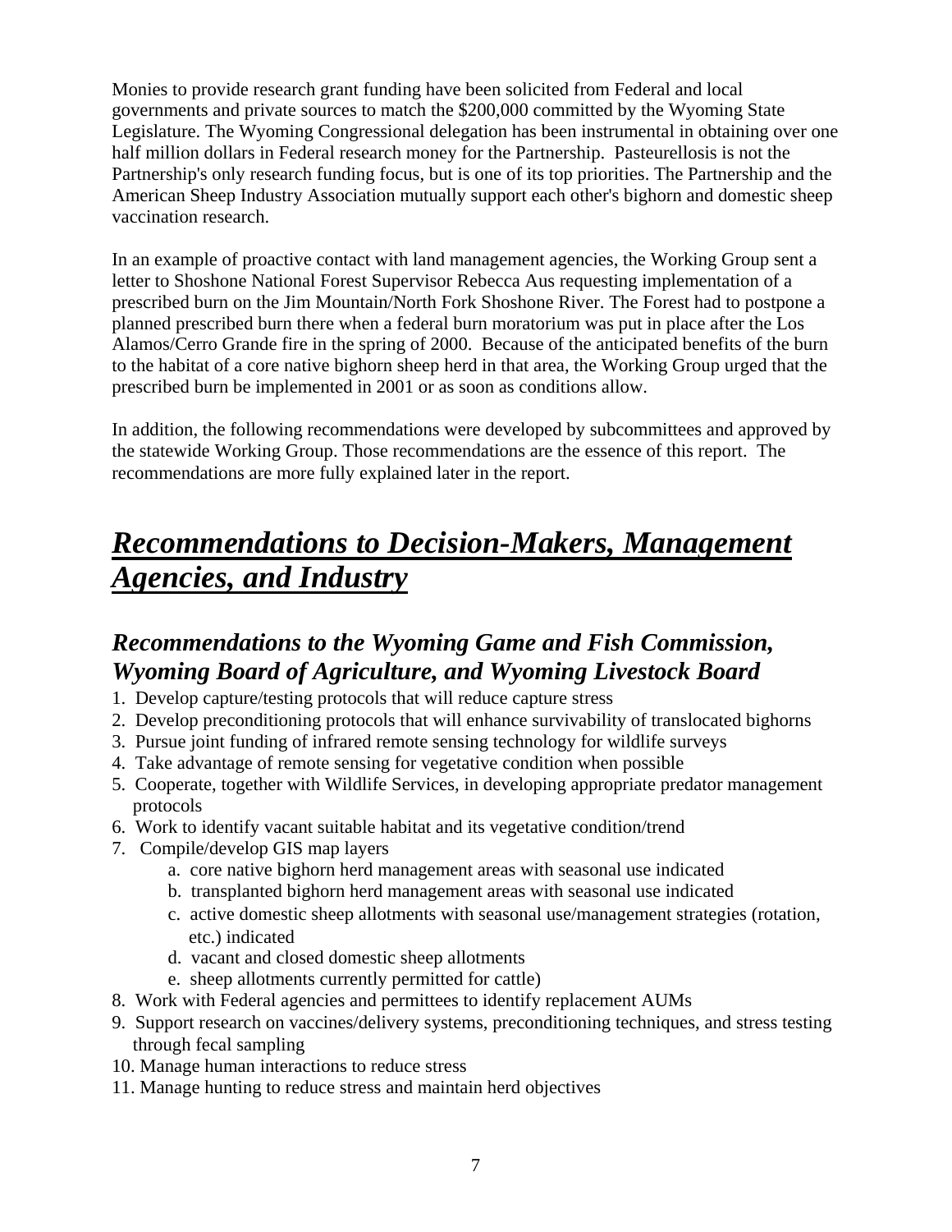Monies to provide research grant funding have been solicited from Federal and local governments and private sources to match the $200,000 committed by the Wyoming State Legislature. The Wyoming Congressional delegation has been instrumental in obtaining over one half million dollars in Federal research money for the Partnership. Pasteurellosis is not the Partnership's only research funding focus, but is one of its top priorities. The Partnership and the American Sheep Industry Association mutually support each other's bighorn and domestic sheep vaccination research.

In an example of proactive contact with land management agencies, the Working Group sent a letter to Shoshone National Forest Supervisor Rebecca Aus requesting implementation of a prescribed burn on the Jim Mountain/North Fork Shoshone River. The Forest had to postpone a planned prescribed burn there when a federal burn moratorium was put in place after the Los Alamos/Cerro Grande fire in the spring of 2000. Because of the anticipated benefits of the burn to the habitat of a core native bighorn sheep herd in that area, the Working Group urged that the prescribed burn be implemented in 2001 or as soon as conditions allow.

In addition, the following recommendations were developed by subcommittees and approved by the statewide Working Group. Those recommendations are the essence of this report. The recommendations are more fully explained later in the report.

# ***Recommendations to Decision-Makers, Management Agencies, and Industry***

## *Recommendations to the Wyoming Game and Fish Commission, Wyoming Board of Agriculture, and Wyoming Livestock Board*

1. Develop capture/testing protocols that will reduce capture stress
2. Develop preconditioning protocols that will enhance survivability of translocated bighorns
3. Pursue joint funding of infrared remote sensing technology for wildlife surveys
4. Take advantage of remote sensing for vegetative condition when possible
5. Cooperate, together with Wildlife Services, in developing appropriate predator management protocols
6. Work to identify vacant suitable habitat and its vegetative condition/trend
7. Compile/develop GIS map layers
    a. core native bighorn herd management areas with seasonal use indicated
    b. transplanted bighorn herd management areas with seasonal use indicated
    c. active domestic sheep allotments with seasonal use/management strategies (rotation, etc.) indicated
    d. vacant and closed domestic sheep allotments
    e. sheep allotments currently permitted for cattle)
8. Work with Federal agencies and permittees to identify replacement AUMs
9. Support research on vaccines/delivery systems, preconditioning techniques, and stress testing through fecal sampling
10. Manage human interactions to reduce stress
11. Manage hunting to reduce stress and maintain herd objectives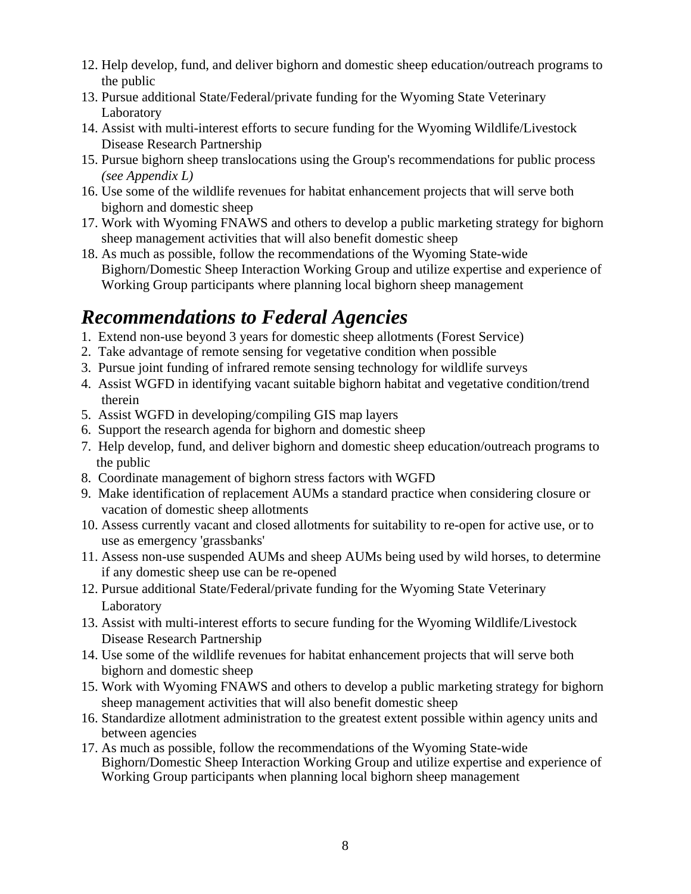12. Help develop, fund, and deliver bighorn and domestic sheep education/outreach programs to the public
13. Pursue additional State/Federal/private funding for the Wyoming State Veterinary Laboratory
14. Assist with multi-interest efforts to secure funding for the Wyoming Wildlife/Livestock Disease Research Partnership
15. Pursue bighorn sheep translocations using the Group's recommendations for public process *(see Appendix L)*
16. Use some of the wildlife revenues for habitat enhancement projects that will serve both bighorn and domestic sheep
17. Work with Wyoming FNAWS and others to develop a public marketing strategy for bighorn sheep management activities that will also benefit domestic sheep
18. As much as possible, follow the recommendations of the Wyoming State-wide Bighorn/Domestic Sheep Interaction Working Group and utilize expertise and experience of Working Group participants where planning local bighorn sheep management

## *Recommendations to Federal Agencies*

1. Extend non-use beyond 3 years for domestic sheep allotments (Forest Service)
2. Take advantage of remote sensing for vegetative condition when possible
3. Pursue joint funding of infrared remote sensing technology for wildlife surveys
4. Assist WGFD in identifying vacant suitable bighorn habitat and vegetative condition/trend therein
5. Assist WGFD in developing/compiling GIS map layers
6. Support the research agenda for bighorn and domestic sheep
7. Help develop, fund, and deliver bighorn and domestic sheep education/outreach programs to the public
8. Coordinate management of bighorn stress factors with WGFD
9. Make identification of replacement AUMs a standard practice when considering closure or vacation of domestic sheep allotments
10. Assess currently vacant and closed allotments for suitability to re-open for active use, or to use as emergency 'grassbanks'
11. Assess non-use suspended AUMs and sheep AUMs being used by wild horses, to determine if any domestic sheep use can be re-opened
12. Pursue additional State/Federal/private funding for the Wyoming State Veterinary Laboratory
13. Assist with multi-interest efforts to secure funding for the Wyoming Wildlife/Livestock Disease Research Partnership
14. Use some of the wildlife revenues for habitat enhancement projects that will serve both bighorn and domestic sheep
15. Work with Wyoming FNAWS and others to develop a public marketing strategy for bighorn sheep management activities that will also benefit domestic sheep
16. Standardize allotment administration to the greatest extent possible within agency units and between agencies
17. As much as possible, follow the recommendations of the Wyoming State-wide Bighorn/Domestic Sheep Interaction Working Group and utilize expertise and experience of Working Group participants when planning local bighorn sheep management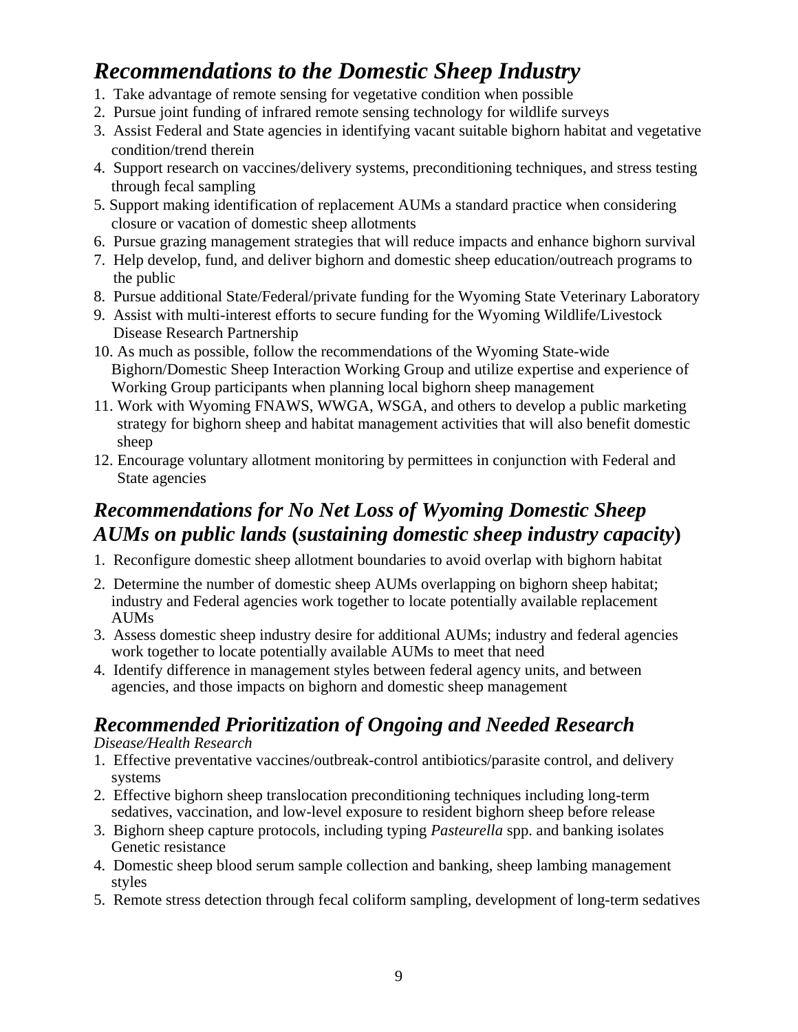## *Recommendations to the Domestic Sheep Industry*

1. Take advantage of remote sensing for vegetative condition when possible
2. Pursue joint funding of infrared remote sensing technology for wildlife surveys
3. Assist Federal and State agencies in identifying vacant suitable bighorn habitat and vegetative condition/trend therein
4. Support research on vaccines/delivery systems, preconditioning techniques, and stress testing through fecal sampling
5. Support making identification of replacement AUMs a standard practice when considering closure or vacation of domestic sheep allotments
6. Pursue grazing management strategies that will reduce impacts and enhance bighorn survival
7. Help develop, fund, and deliver bighorn and domestic sheep education/outreach programs to the public
8. Pursue additional State/Federal/private funding for the Wyoming State Veterinary Laboratory
9. Assist with multi-interest efforts to secure funding for the Wyoming Wildlife/Livestock Disease Research Partnership
10. As much as possible, follow the recommendations of the Wyoming State-wide Bighorn/Domestic Sheep Interaction Working Group and utilize expertise and experience of Working Group participants when planning local bighorn sheep management
11. Work with Wyoming FNAWS, WWGA, WSGA, and others to develop a public marketing strategy for bighorn sheep and habitat management activities that will also benefit domestic sheep
12. Encourage voluntary allotment monitoring by permittees in conjunction with Federal and State agencies

## *Recommendations for No Net Loss of Wyoming Domestic Sheep AUMs on public lands* **(***sustaining domestic sheep industry capacity***)**

1. Reconfigure domestic sheep allotment boundaries to avoid overlap with bighorn habitat
2. Determine the number of domestic sheep AUMs overlapping on bighorn sheep habitat; industry and Federal agencies work together to locate potentially available replacement AUMs
3. Assess domestic sheep industry desire for additional AUMs; industry and federal agencies work together to locate potentially available AUMs to meet that need
4. Identify difference in management styles between federal agency units, and between agencies, and those impacts on bighorn and domestic sheep management

## *Recommended Prioritization of Ongoing and Needed Research*

*Disease/Health Research*

1. Effective preventative vaccines/outbreak-control antibiotics/parasite control, and delivery systems
2. Effective bighorn sheep translocation preconditioning techniques including long-term sedatives, vaccination, and low-level exposure to resident bighorn sheep before release
3. Bighorn sheep capture protocols, including typing *Pasteurella* spp. and banking isolates Genetic resistance
4. Domestic sheep blood serum sample collection and banking, sheep lambing management styles
5. Remote stress detection through fecal coliform sampling, development of long-term sedatives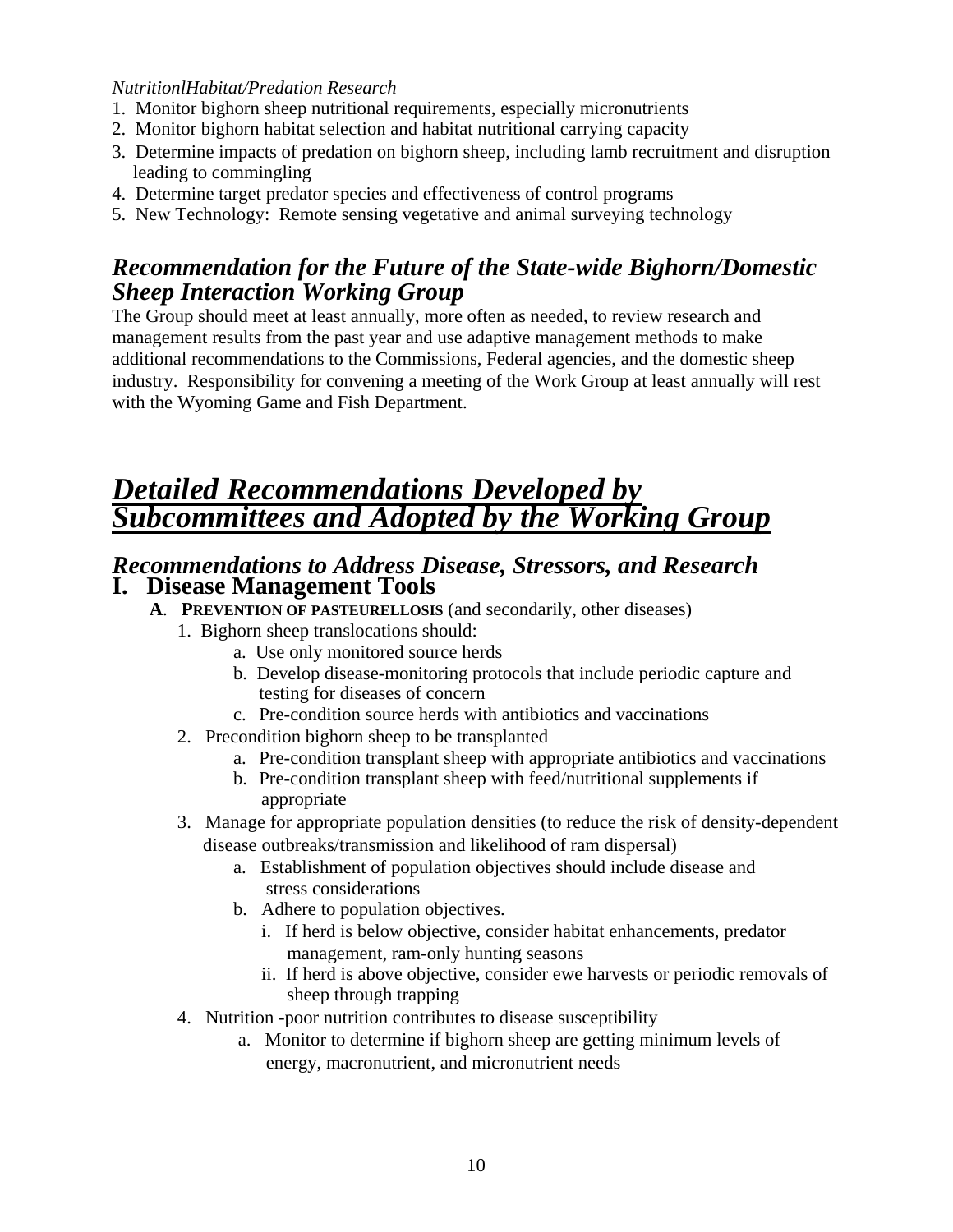*NutritionlHabitat/Predation Research*

1. Monitor bighorn sheep nutritional requirements, especially micronutrients
2. Monitor bighorn habitat selection and habitat nutritional carrying capacity
3. Determine impacts of predation on bighorn sheep, including lamb recruitment and disruption leading to commingling
4. Determine target predator species and effectiveness of control programs
5. New Technology: Remote sensing vegetative and animal surveying technology

## *Recommendation for the Future of the State-wide Bighorn/Domestic Sheep Interaction Working Group*

The Group should meet at least annually, more often as needed, to review research and management results from the past year and use adaptive management methods to make additional recommendations to the Commissions, Federal agencies, and the domestic sheep industry. Responsibility for convening a meeting of the Work Group at least annually will rest with the Wyoming Game and Fish Department.

# ***Detailed Recommendations Developed by Subcommittees and Adopted by the Working Group***

## *Recommendations to Address Disease, Stressors, and Research*

## I. Disease Management Tools

**A. PREVENTION OF PASTEURELLOSIS** (and secondarily, other diseases)

1. Bighorn sheep translocations should:
   a. Use only monitored source herds
   b. Develop disease-monitoring protocols that include periodic capture and testing for diseases of concern
   c. Pre-condition source herds with antibiotics and vaccinations
2. Precondition bighorn sheep to be transplanted
   a. Pre-condition transplant sheep with appropriate antibiotics and vaccinations
   b. Pre-condition transplant sheep with feed/nutritional supplements if appropriate
3. Manage for appropriate population densities (to reduce the risk of density-dependent disease outbreaks/transmission and likelihood of ram dispersal)
   a. Establishment of population objectives should include disease and stress considerations
   b. Adhere to population objectives.
      i. If herd is below objective, consider habitat enhancements, predator management, ram-only hunting seasons
      ii. If herd is above objective, consider ewe harvests or periodic removals of sheep through trapping
4. Nutrition -poor nutrition contributes to disease susceptibility
   a. Monitor to determine if bighorn sheep are getting minimum levels of energy, macronutrient, and micronutrient needs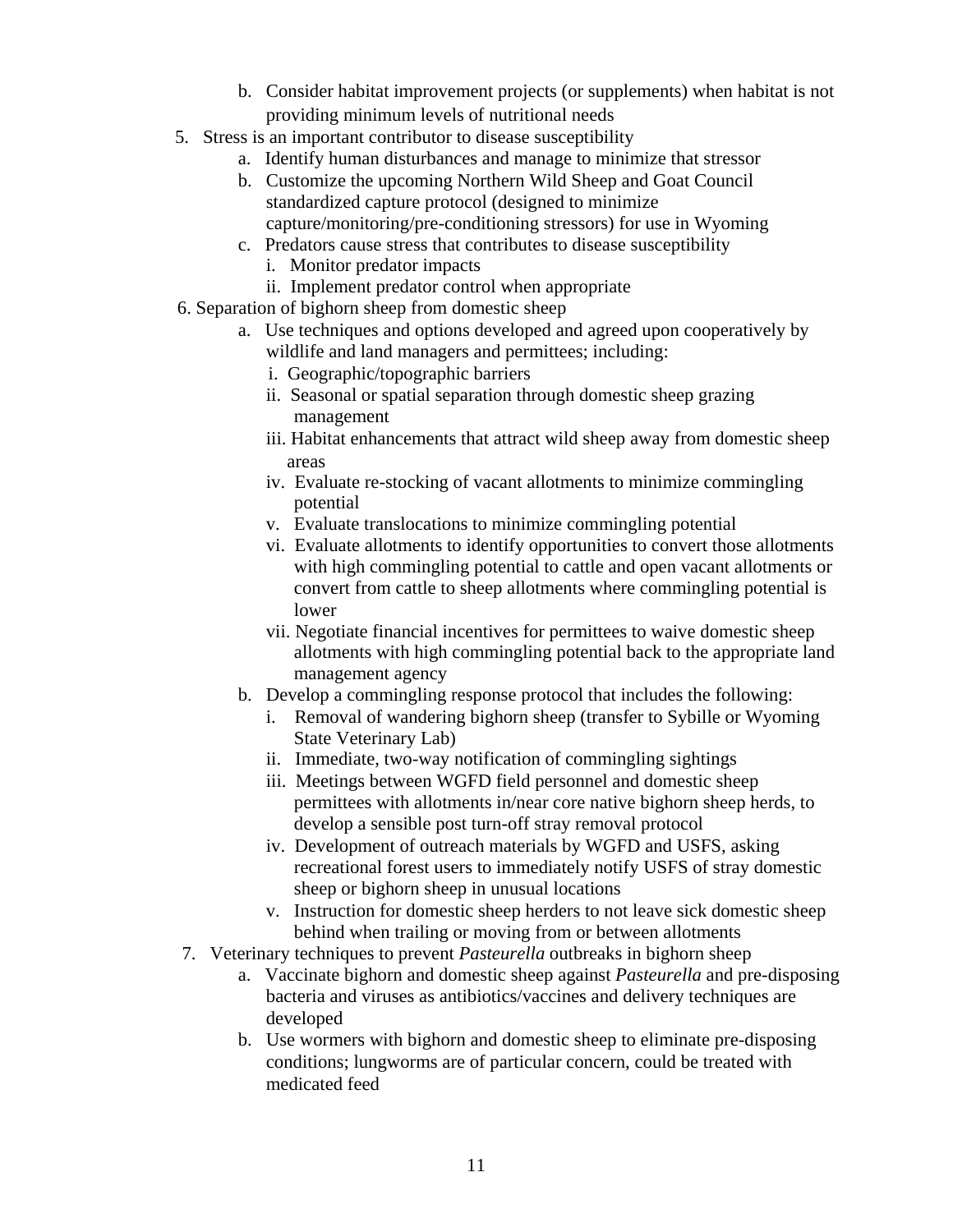b. Consider habitat improvement projects (or supplements) when habitat is not providing minimum levels of nutritional needs

5. Stress is an important contributor to disease susceptibility
   a. Identify human disturbances and manage to minimize that stressor
   b. Customize the upcoming Northern Wild Sheep and Goat Council standardized capture protocol (designed to minimize capture/monitoring/pre-conditioning stressors) for use in Wyoming
   c. Predators cause stress that contributes to disease susceptibility
      i. Monitor predator impacts
      ii. Implement predator control when appropriate

6. Separation of bighorn sheep from domestic sheep
   a. Use techniques and options developed and agreed upon cooperatively by wildlife and land managers and permittees; including:
      i. Geographic/topographic barriers
      ii. Seasonal or spatial separation through domestic sheep grazing management
      iii. Habitat enhancements that attract wild sheep away from domestic sheep areas
      iv. Evaluate re-stocking of vacant allotments to minimize commingling potential
      v. Evaluate translocations to minimize commingling potential
      vi. Evaluate allotments to identify opportunities to convert those allotments with high commingling potential to cattle and open vacant allotments or convert from cattle to sheep allotments where commingling potential is lower
      vii. Negotiate financial incentives for permittees to waive domestic sheep allotments with high commingling potential back to the appropriate land management agency
   b. Develop a commingling response protocol that includes the following:
      i. Removal of wandering bighorn sheep (transfer to Sybille or Wyoming State Veterinary Lab)
      ii. Immediate, two-way notification of commingling sightings
      iii. Meetings between WGFD field personnel and domestic sheep permittees with allotments in/near core native bighorn sheep herds, to develop a sensible post turn-off stray removal protocol
      iv. Development of outreach materials by WGFD and USFS, asking recreational forest users to immediately notify USFS of stray domestic sheep or bighorn sheep in unusual locations
      v. Instruction for domestic sheep herders to not leave sick domestic sheep behind when trailing or moving from or between allotments

7. Veterinary techniques to prevent *Pasteurella* outbreaks in bighorn sheep
   a. Vaccinate bighorn and domestic sheep against *Pasteurella* and pre-disposing bacteria and viruses as antibiotics/vaccines and delivery techniques are developed
   b. Use wormers with bighorn and domestic sheep to eliminate pre-disposing conditions; lungworms are of particular concern, could be treated with medicated feed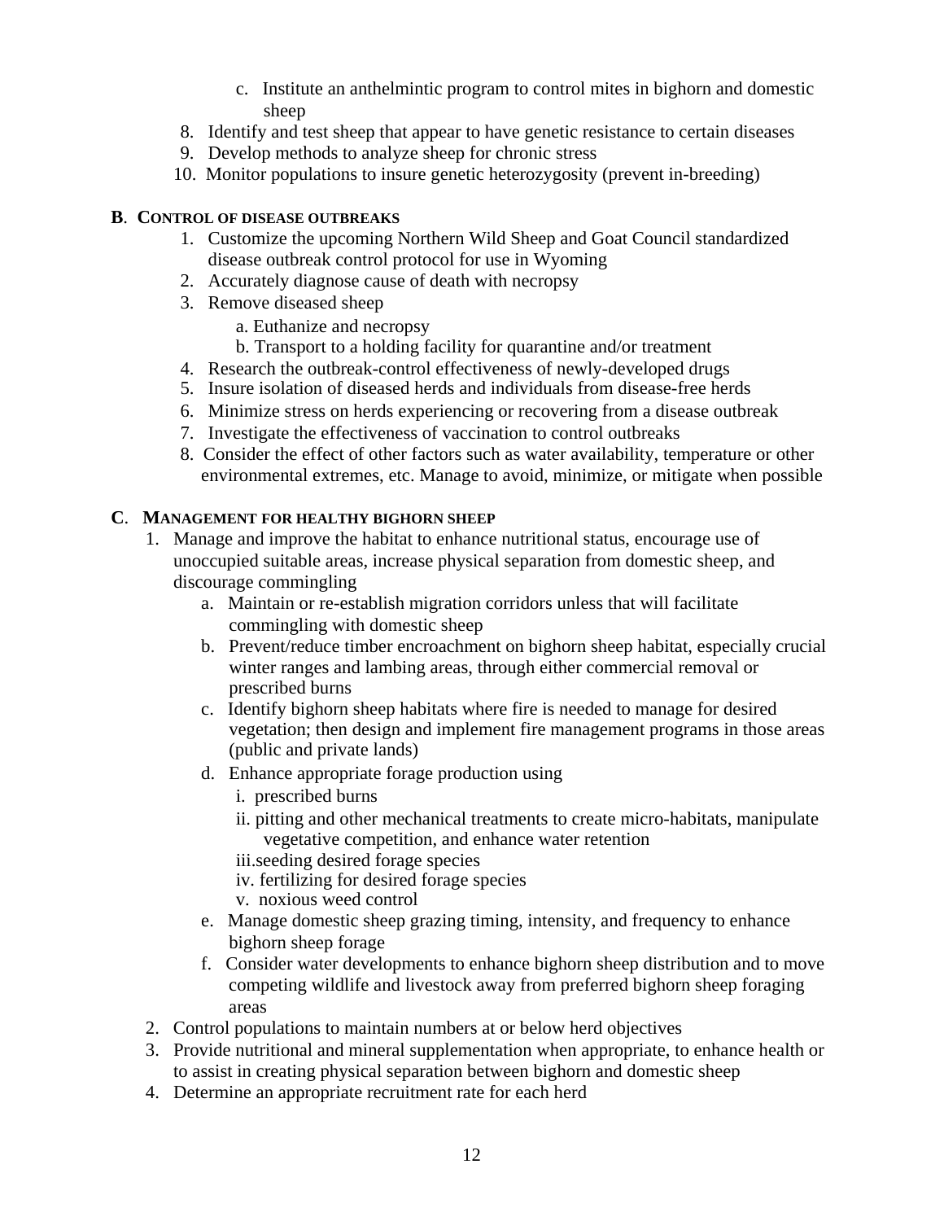c. Institute an anthelmintic program to control mites in bighorn and domestic sheep

8. Identify and test sheep that appear to have genetic resistance to certain diseases
9. Develop methods to analyze sheep for chronic stress
10. Monitor populations to insure genetic heterozygosity (prevent in-breeding)

**B. CONTROL OF DISEASE OUTBREAKS**

1. Customize the upcoming Northern Wild Sheep and Goat Council standardized disease outbreak control protocol for use in Wyoming
2. Accurately diagnose cause of death with necropsy
3. Remove diseased sheep
   a. Euthanize and necropsy
   b. Transport to a holding facility for quarantine and/or treatment
4. Research the outbreak-control effectiveness of newly-developed drugs
5. Insure isolation of diseased herds and individuals from disease-free herds
6. Minimize stress on herds experiencing or recovering from a disease outbreak
7. Investigate the effectiveness of vaccination to control outbreaks
8. Consider the effect of other factors such as water availability, temperature or other environmental extremes, etc. Manage to avoid, minimize, or mitigate when possible

**C. MANAGEMENT FOR HEALTHY BIGHORN SHEEP**

1. Manage and improve the habitat to enhance nutritional status, encourage use of unoccupied suitable areas, increase physical separation from domestic sheep, and discourage commingling
   a. Maintain or re-establish migration corridors unless that will facilitate commingling with domestic sheep
   b. Prevent/reduce timber encroachment on bighorn sheep habitat, especially crucial winter ranges and lambing areas, through either commercial removal or prescribed burns
   c. Identify bighorn sheep habitats where fire is needed to manage for desired vegetation; then design and implement fire management programs in those areas (public and private lands)
   d. Enhance appropriate forage production using
      i. prescribed burns
      ii. pitting and other mechanical treatments to create micro-habitats, manipulate vegetative competition, and enhance water retention
      iii. seeding desired forage species
      iv. fertilizing for desired forage species
      v. noxious weed control
   e. Manage domestic sheep grazing timing, intensity, and frequency to enhance bighorn sheep forage
   f. Consider water developments to enhance bighorn sheep distribution and to move competing wildlife and livestock away from preferred bighorn sheep foraging areas
2. Control populations to maintain numbers at or below herd objectives
3. Provide nutritional and mineral supplementation when appropriate, to enhance health or to assist in creating physical separation between bighorn and domestic sheep
4. Determine an appropriate recruitment rate for each herd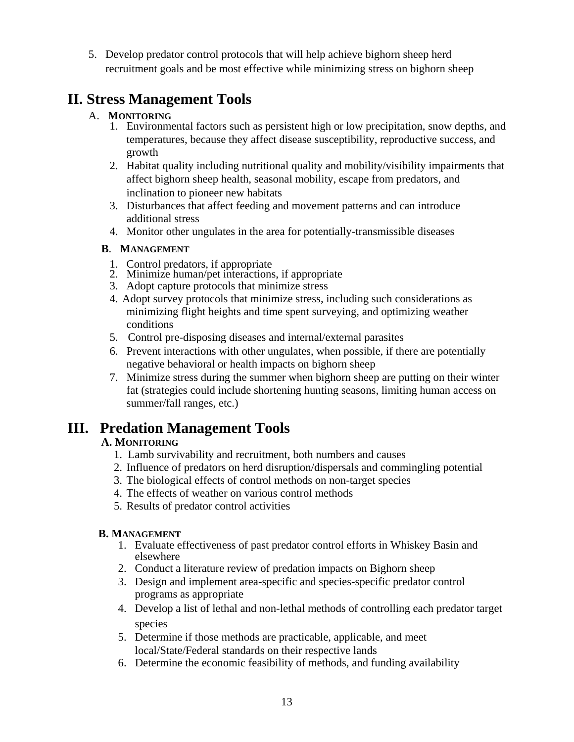5. Develop predator control protocols that will help achieve bighorn sheep herd recruitment goals and be most effective while minimizing stress on bighorn sheep

# II. Stress Management Tools

A. **MONITORING**

1. Environmental factors such as persistent high or low precipitation, snow depths, and temperatures, because they affect disease susceptibility, reproductive success, and growth
2. Habitat quality including nutritional quality and mobility/visibility impairments that affect bighorn sheep health, seasonal mobility, escape from predators, and inclination to pioneer new habitats
3. Disturbances that affect feeding and movement patterns and can introduce additional stress
4. Monitor other ungulates in the area for potentially-transmissible diseases

**B. MANAGEMENT**

1. Control predators, if appropriate
2. Minimize human/pet interactions, if appropriate
3. Adopt capture protocols that minimize stress
4. Adopt survey protocols that minimize stress, including such considerations as minimizing flight heights and time spent surveying, and optimizing weather conditions
5. Control pre-disposing diseases and internal/external parasites
6. Prevent interactions with other ungulates, when possible, if there are potentially negative behavioral or health impacts on bighorn sheep
7. Minimize stress during the summer when bighorn sheep are putting on their winter fat (strategies could include shortening hunting seasons, limiting human access on summer/fall ranges, etc.)

# III. Predation Management Tools

**A. MONITORING**

1. Lamb survivability and recruitment, both numbers and causes
2. Influence of predators on herd disruption/dispersals and commingling potential
3. The biological effects of control methods on non-target species
4. The effects of weather on various control methods
5. Results of predator control activities

**B. MANAGEMENT**

1. Evaluate effectiveness of past predator control efforts in Whiskey Basin and elsewhere
2. Conduct a literature review of predation impacts on Bighorn sheep
3. Design and implement area-specific and species-specific predator control programs as appropriate
4. Develop a list of lethal and non-lethal methods of controlling each predator target species
5. Determine if those methods are practicable, applicable, and meet local/State/Federal standards on their respective lands
6. Determine the economic feasibility of methods, and funding availability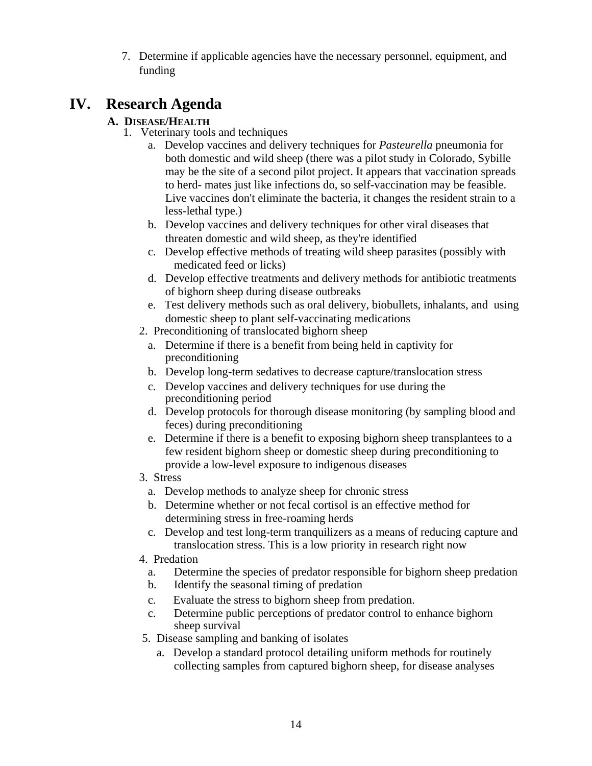7. Determine if applicable agencies have the necessary personnel, equipment, and funding

# IV. Research Agenda

## A. DISEASE/HEALTH

1. Veterinary tools and techniques
   a. Develop vaccines and delivery techniques for *Pasteurella* pneumonia for both domestic and wild sheep (there was a pilot study in Colorado, Sybille may be the site of a second pilot project. It appears that vaccination spreads to herd- mates just like infections do, so self-vaccination may be feasible. Live vaccines don't eliminate the bacteria, it changes the resident strain to a less-lethal type.)
   b. Develop vaccines and delivery techniques for other viral diseases that threaten domestic and wild sheep, as they're identified
   c. Develop effective methods of treating wild sheep parasites (possibly with medicated feed or licks)
   d. Develop effective treatments and delivery methods for antibiotic treatments of bighorn sheep during disease outbreaks
   e. Test delivery methods such as oral delivery, biobullets, inhalants, and using domestic sheep to plant self-vaccinating medications
2. Preconditioning of translocated bighorn sheep
   a. Determine if there is a benefit from being held in captivity for preconditioning
   b. Develop long-term sedatives to decrease capture/translocation stress
   c. Develop vaccines and delivery techniques for use during the preconditioning period
   d. Develop protocols for thorough disease monitoring (by sampling blood and feces) during preconditioning
   e. Determine if there is a benefit to exposing bighorn sheep transplantees to a few resident bighorn sheep or domestic sheep during preconditioning to provide a low-level exposure to indigenous diseases
3. Stress
   a. Develop methods to analyze sheep for chronic stress
   b. Determine whether or not fecal cortisol is an effective method for determining stress in free-roaming herds
   c. Develop and test long-term tranquilizers as a means of reducing capture and translocation stress. This is a low priority in research right now
4. Predation
   a. Determine the species of predator responsible for bighorn sheep predation
   b. Identify the seasonal timing of predation
   c. Evaluate the stress to bighorn sheep from predation.
   c. Determine public perceptions of predator control to enhance bighorn sheep survival
5. Disease sampling and banking of isolates
   a. Develop a standard protocol detailing uniform methods for routinely collecting samples from captured bighorn sheep, for disease analyses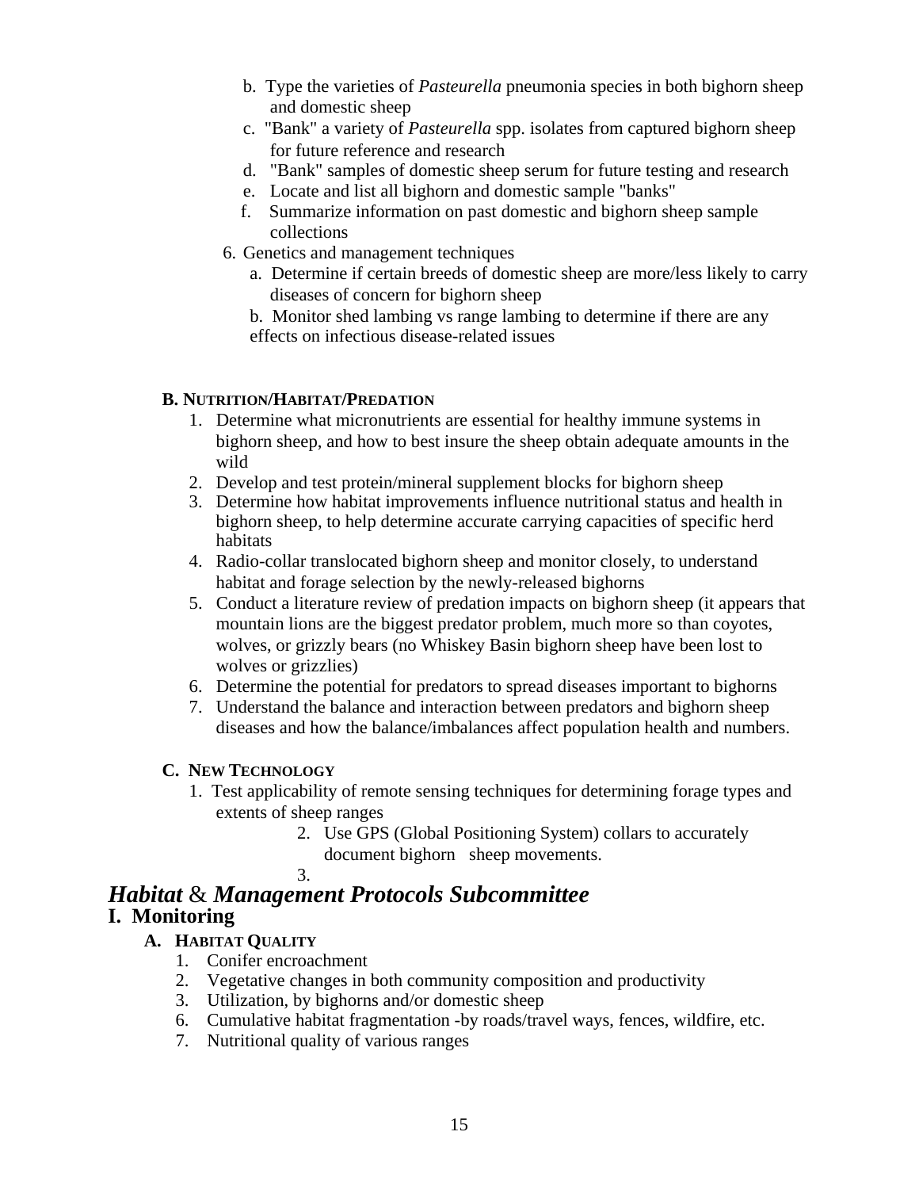b. Type the varieties of *Pasteurella* pneumonia species in both bighorn sheep and domestic sheep
c. "Bank" a variety of *Pasteurella* spp. isolates from captured bighorn sheep for future reference and research
d. "Bank" samples of domestic sheep serum for future testing and research
e. Locate and list all bighorn and domestic sample "banks"
f. Summarize information on past domestic and bighorn sheep sample collections

6. Genetics and management techniques
   a. Determine if certain breeds of domestic sheep are more/less likely to carry diseases of concern for bighorn sheep
   b. Monitor shed lambing vs range lambing to determine if there are any effects on infectious disease-related issues

### B. Nutrition/Habitat/Predation

1. Determine what micronutrients are essential for healthy immune systems in bighorn sheep, and how to best insure the sheep obtain adequate amounts in the wild
2. Develop and test protein/mineral supplement blocks for bighorn sheep
3. Determine how habitat improvements influence nutritional status and health in bighorn sheep, to help determine accurate carrying capacities of specific herd habitats
4. Radio-collar translocated bighorn sheep and monitor closely, to understand habitat and forage selection by the newly-released bighorns
5. Conduct a literature review of predation impacts on bighorn sheep (it appears that mountain lions are the biggest predator problem, much more so than coyotes, wolves, or grizzly bears (no Whiskey Basin bighorn sheep have been lost to wolves or grizzlies)
6. Determine the potential for predators to spread diseases important to bighorns
7. Understand the balance and interaction between predators and bighorn sheep diseases and how the balance/imbalances affect population health and numbers.

### C. New Technology

1. Test applicability of remote sensing techniques for determining forage types and extents of sheep ranges
2. Use GPS (Global Positioning System) collars to accurately document bighorn sheep movements.
3.

# *Habitat* & *Management Protocols Subcommittee*

## I. Monitoring

### A. Habitat Quality

1. Conifer encroachment
2. Vegetative changes in both community composition and productivity
3. Utilization, by bighorns and/or domestic sheep
6. Cumulative habitat fragmentation -by roads/travel ways, fences, wildfire, etc.
7. Nutritional quality of various ranges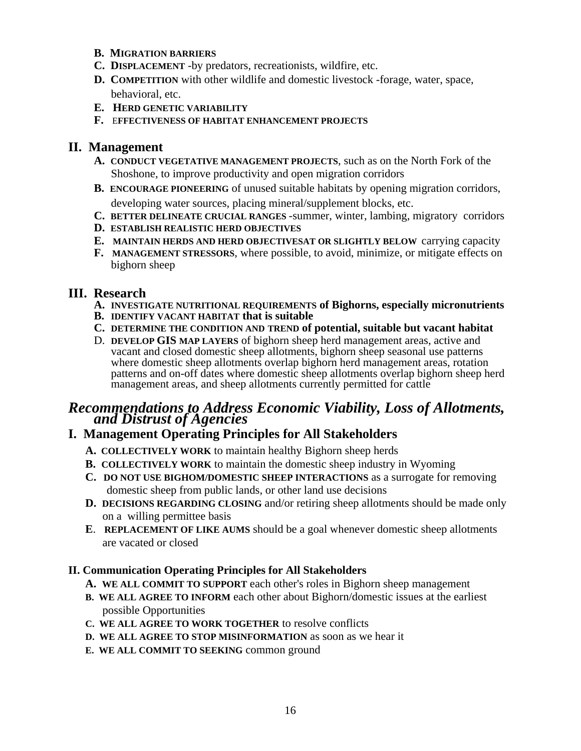- **B. MIGRATION BARRIERS**
- **C. DISPLACEMENT** -by predators, recreationists, wildfire, etc.
- **D. COMPETITION** with other wildlife and domestic livestock -forage, water, space, behavioral, etc.
- **E. HERD GENETIC VARIABILITY**
- **F. EFFECTIVENESS OF HABITAT ENHANCEMENT PROJECTS**

## II. Management

- **A. CONDUCT VEGETATIVE MANAGEMENT PROJECTS**, such as on the North Fork of the Shoshone, to improve productivity and open migration corridors
- **B. ENCOURAGE PIONEERING** of unused suitable habitats by opening migration corridors, developing water sources, placing mineral/supplement blocks, etc.
- **C. BETTER DELINEATE CRUCIAL RANGES** -summer, winter, lambing, migratory corridors
- **D. ESTABLISH REALISTIC HERD OBJECTIVES**
- **E. MAINTAIN HERDS AND HERD OBJECTIVESAT OR SLIGHTLY BELOW** carrying capacity
- **F. MANAGEMENT STRESSORS**, where possible, to avoid, minimize, or mitigate effects on bighorn sheep

## III. Research

- **A. INVESTIGATE NUTRITIONAL REQUIREMENTS of Bighorns, especially micronutrients**
- **B. IDENTIFY VACANT HABITAT that is suitable**
- **C. DETERMINE THE CONDITION AND TREND of potential, suitable but vacant habitat**
- D. **DEVELOP GIS MAP LAYERS** of bighorn sheep herd management areas, active and vacant and closed domestic sheep allotments, bighorn sheep seasonal use patterns where domestic sheep allotments overlap bighorn herd management areas, rotation patterns and on-off dates where domestic sheep allotments overlap bighorn sheep herd management areas, and sheep allotments currently permitted for cattle

# *Recommendations to Address Economic Viability, Loss of Allotments, and Distrust of Agencies*

## I. Management Operating Principles for All Stakeholders

- **A. COLLECTIVELY WORK** to maintain healthy Bighorn sheep herds
- **B. COLLECTIVELY WORK** to maintain the domestic sheep industry in Wyoming
- **C. DO NOT USE BIGHOM/DOMESTIC SHEEP INTERACTIONS** as a surrogate for removing domestic sheep from public lands, or other land use decisions
- **D. DECISIONS REGARDING CLOSING** and/or retiring sheep allotments should be made only on a willing permittee basis
- **E. REPLACEMENT OF LIKE AUMS** should be a goal whenever domestic sheep allotments are vacated or closed

### II. Communication Operating Principles for All Stakeholders

- **A. WE ALL COMMIT TO SUPPORT** each other's roles in Bighorn sheep management
- **B. WE ALL AGREE TO INFORM** each other about Bighorn/domestic issues at the earliest possible Opportunities
- **C. WE ALL AGREE TO WORK TOGETHER** to resolve conflicts
- **D. WE ALL AGREE TO STOP MISINFORMATION** as soon as we hear it
- **E. WE ALL COMMIT TO SEEKING** common ground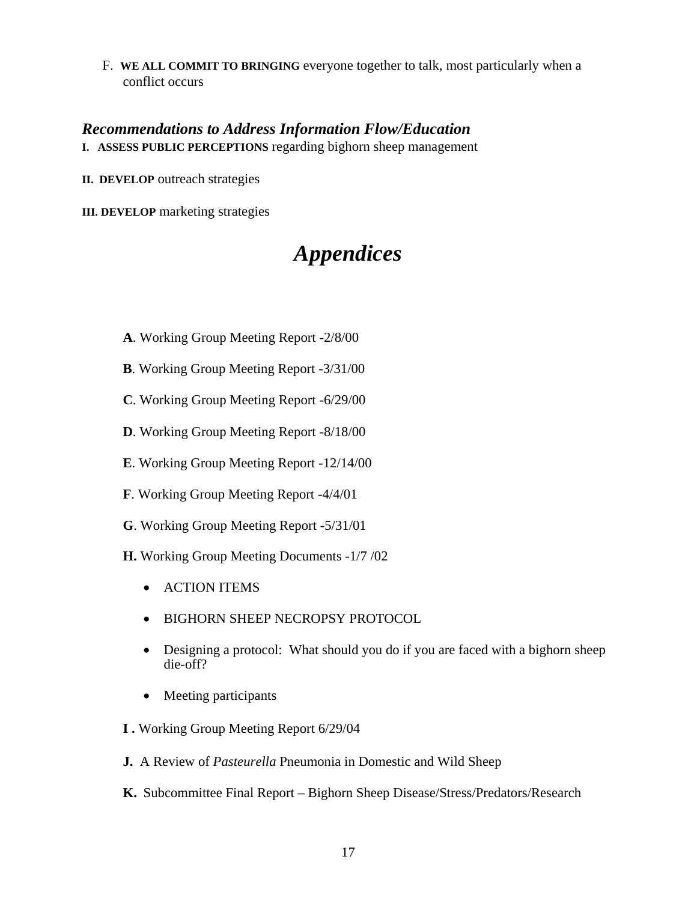F. **WE ALL COMMIT TO BRINGING** everyone together to talk, most particularly when a conflict occurs

### *Recommendations to Address Information Flow/Education*

**I. ASSESS PUBLIC PERCEPTIONS** regarding bighorn sheep management

**II. DEVELOP** outreach strategies

**III. DEVELOP** marketing strategies

# *Appendices*

**A**. Working Group Meeting Report -2/8/00

**B**. Working Group Meeting Report -3/31/00

**C**. Working Group Meeting Report -6/29/00

**D**. Working Group Meeting Report -8/18/00

**E**. Working Group Meeting Report -12/14/00

**F**. Working Group Meeting Report -4/4/01

**G**. Working Group Meeting Report -5/31/01

**H.** Working Group Meeting Documents -1/7 /02

- ACTION ITEMS
- BIGHORN SHEEP NECROPSY PROTOCOL
- Designing a protocol: What should you do if you are faced with a bighorn sheep die-off?
- Meeting participants

**I .** Working Group Meeting Report 6/29/04

**J.** A Review of *Pasteurella* Pneumonia in Domestic and Wild Sheep

**K.** Subcommittee Final Report – Bighorn Sheep Disease/Stress/Predators/Research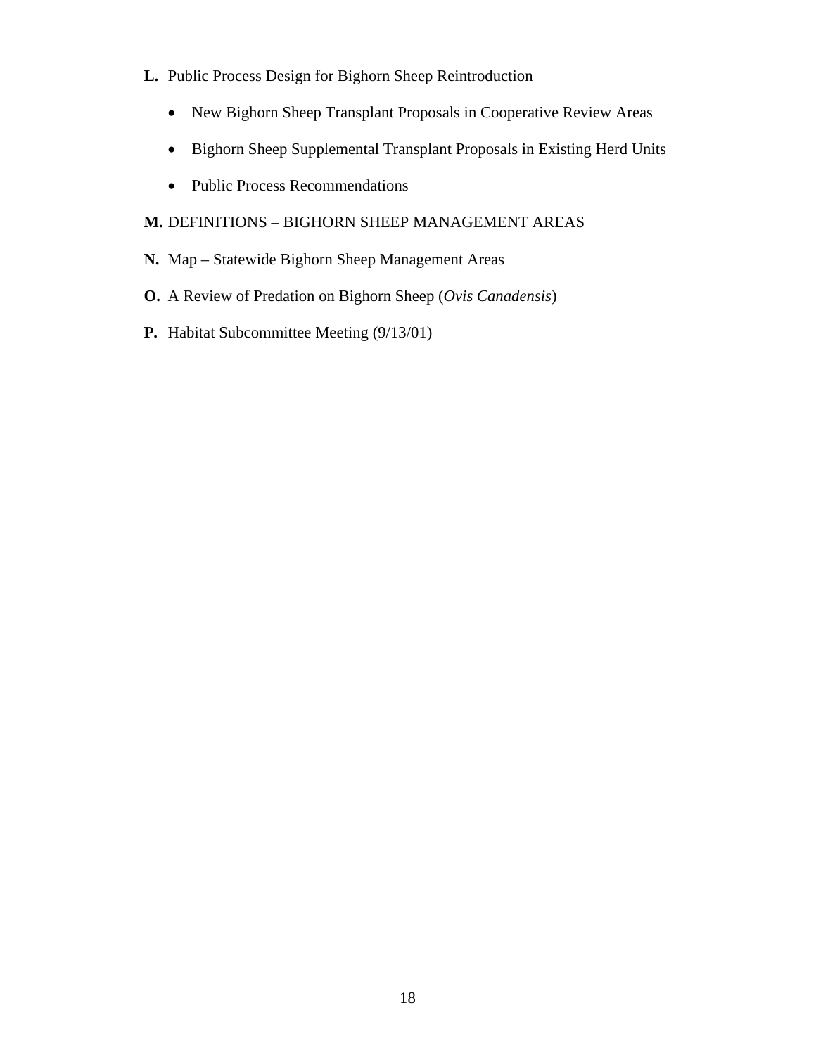**L.** Public Process Design for Bighorn Sheep Reintroduction

- New Bighorn Sheep Transplant Proposals in Cooperative Review Areas
- Bighorn Sheep Supplemental Transplant Proposals in Existing Herd Units
- Public Process Recommendations

**M.** DEFINITIONS – BIGHORN SHEEP MANAGEMENT AREAS

**N.** Map – Statewide Bighorn Sheep Management Areas

**O.** A Review of Predation on Bighorn Sheep (*Ovis Canadensis*)

**P.** Habitat Subcommittee Meeting (9/13/01)